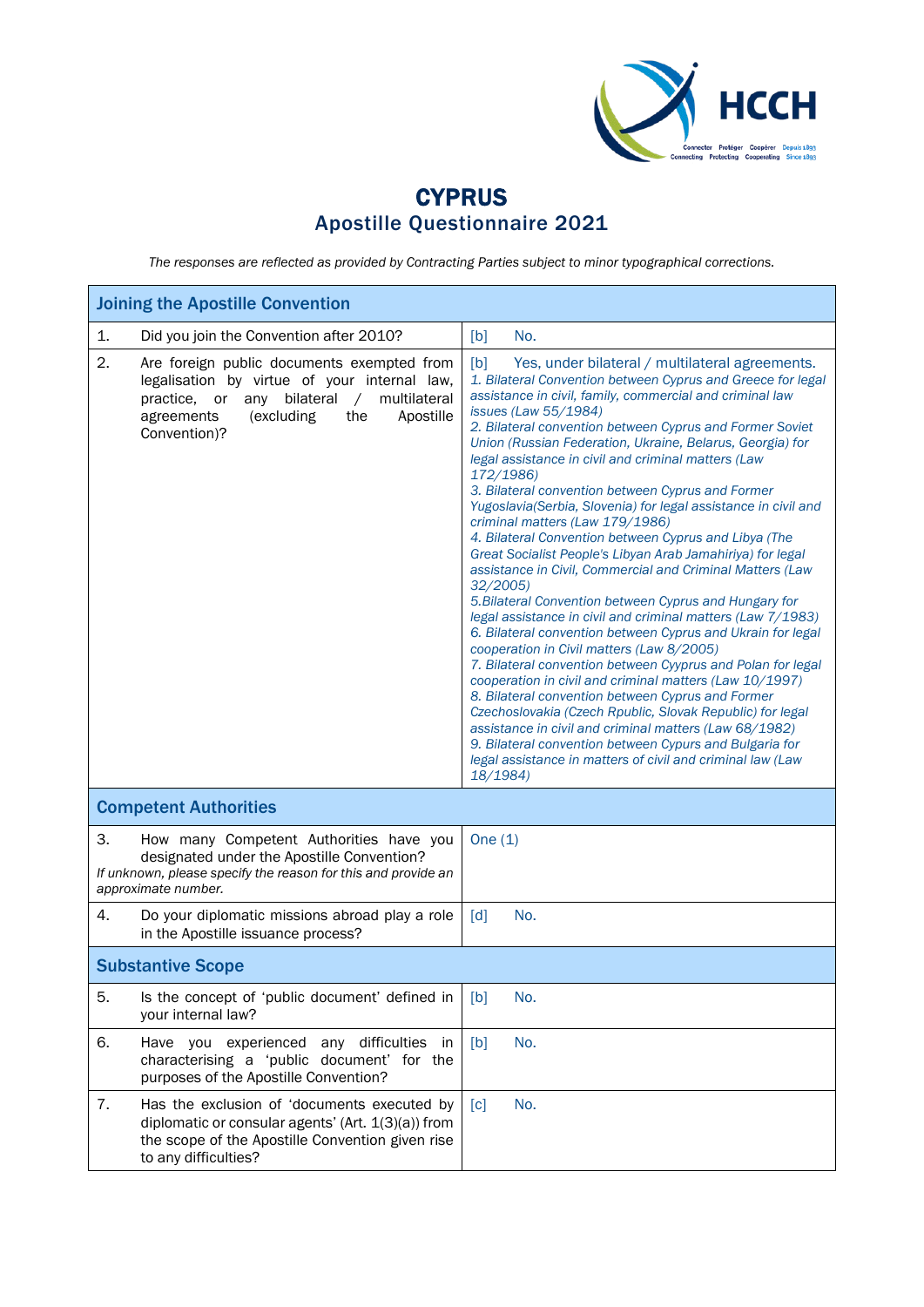# CYPRUS

## Apostille Questionnaire 2021

*The responses are reflected as provided by Contracting Parties subject to minor typographical corrections.*

| Joining the Apostille Convention | |
|---|---|
| 1. Did you join the Convention after 2010? | [b] No. |
| 2. Are foreign public documents exempted from legalisation by virtue of your internal law, practice, or any bilateral / multilateral agreements (excluding the Apostille Convention)? | [b] Yes, under bilateral / multilateral agreements. *1. Bilateral Convention between Cyprus and Greece for legal assistance in civil, family, commercial and criminal law issues (Law 55/1984)* *2. Bilateral convention between Cyprus and Former Soviet Union (Russian Federation, Ukraine, Belarus, Georgia) for legal assistance in civil and criminal matters (Law 172/1986)* *3. Bilateral convention between Cyprus and Former Yugoslavia(Serbia, Slovenia) for legal assistance in civil and criminal matters (Law 179/1986)* *4. Bilateral Convention between Cyprus and Libya (The Great Socialist People's Libyan Arab Jamahiriya) for legal assistance in Civil, Commercial and Criminal Matters (Law 32/2005)* *5.Bilateral Convention between Cyprus and Hungary for legal assistance in civil and criminal matters (Law 7/1983)* *6. Bilateral convention between Cyprus and Ukrain for legal cooperation in Civil matters (Law 8/2005)* *7. Bilateral convention between Cyyprus and Polan for legal cooperation in civil and criminal matters (Law 10/1997)* *8. Bilateral convention between Cyprus and Former Czechoslovakia (Czech Rpublic, Slovak Republic) for legal assistance in civil and criminal matters (Law 68/1982)* *9. Bilateral convention between Cypurs and Bulgaria for legal assistance in matters of civil and criminal law (Law 18/1984)* |
| **Competent Authorities** | |
| 3. How many Competent Authorities have you designated under the Apostille Convention? *If unknown, please specify the reason for this and provide an approximate number.* | One (1) |
| 4. Do your diplomatic missions abroad play a role in the Apostille issuance process? | [d] No. |
| **Substantive Scope** | |
| 5. Is the concept of 'public document' defined in your internal law? | [b] No. |
| 6. Have you experienced any difficulties in characterising a 'public document' for the purposes of the Apostille Convention? | [b] No. |
| 7. Has the exclusion of 'documents executed by diplomatic or consular agents' (Art. 1(3)(a)) from the scope of the Apostille Convention given rise to any difficulties? | [c] No. |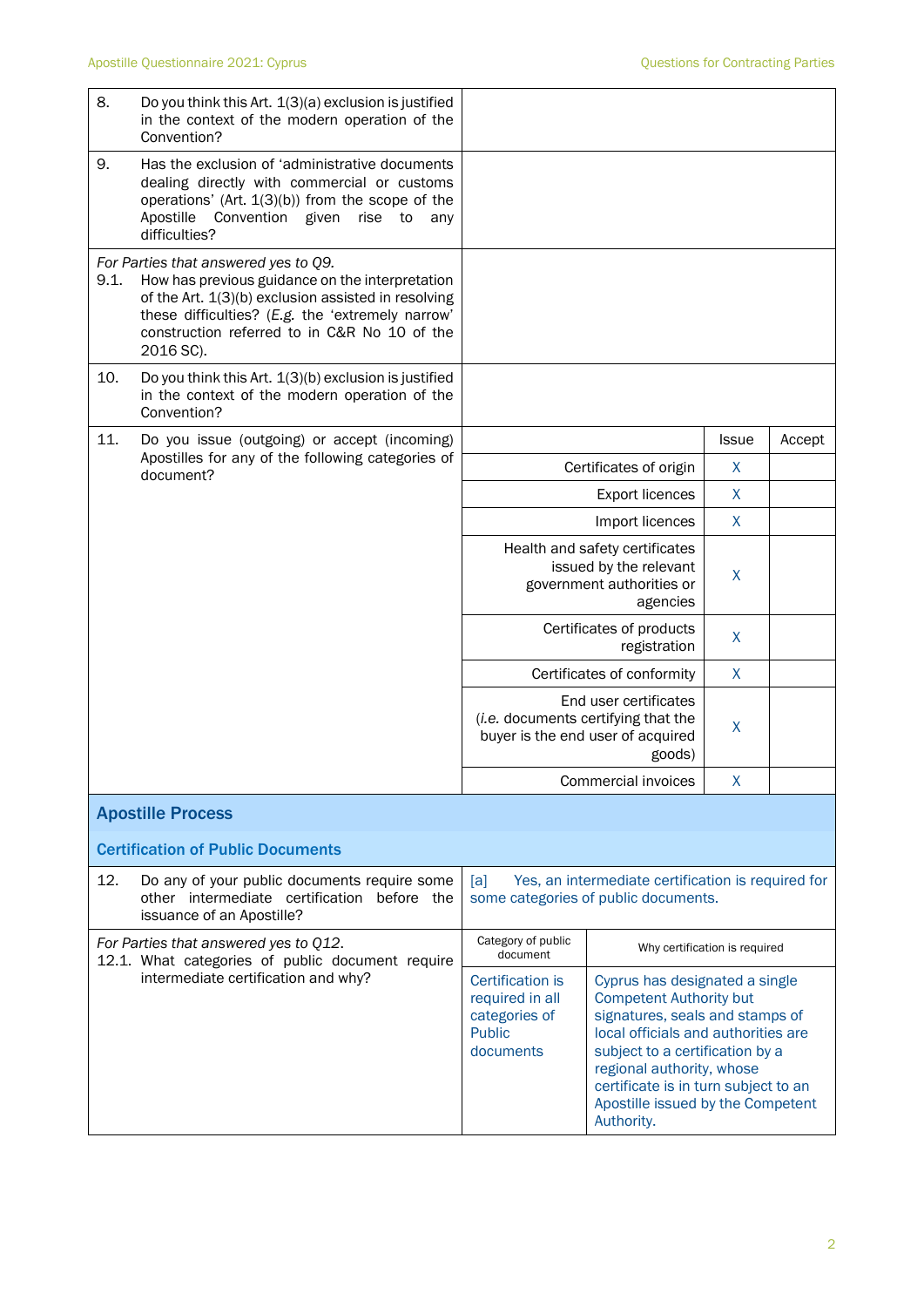| | |
|---|---|
| 8. Do you think this Art. 1(3)(a) exclusion is justified in the context of the modern operation of the Convention? | |
| 9. Has the exclusion of 'administrative documents dealing directly with commercial or customs operations' (Art. 1(3)(b)) from the scope of the Apostille Convention given rise to any difficulties? | |
| *For Parties that answered yes to Q9.* 9.1. How has previous guidance on the interpretation of the Art. 1(3)(b) exclusion assisted in resolving these difficulties? (*E.g.* the 'extremely narrow' construction referred to in C&R No 10 of the 2016 SC). | |
| 10. Do you think this Art. 1(3)(b) exclusion is justified in the context of the modern operation of the Convention? | |

11. Do you issue (outgoing) or accept (incoming) Apostilles for any of the following categories of document?

| | Issue | Accept |
|---|---|---|
| Certificates of origin | X | |
| Export licences | X | |
| Import licences | X | |
| Health and safety certificates issued by the relevant government authorities or agencies | X | |
| Certificates of products registration | X | |
| Certificates of conformity | X | |
| End user certificates (*i.e.* documents certifying that the buyer is the end user of acquired goods) | X | |
| Commercial invoices | X | |

## Apostille Process

### Certification of Public Documents

| | |
|---|---|
| 12. Do any of your public documents require some other intermediate certification before the issuance of an Apostille? | [a] Yes, an intermediate certification is required for some categories of public documents. |

*For Parties that answered yes to Q12.*
12.1. What categories of public document require intermediate certification and why?

| Category of public document | Why certification is required |
|---|---|
| Certification is required in all categories of Public documents | Cyprus has designated a single Competent Authority but signatures, seals and stamps of local officials and authorities are subject to a certification by a regional authority, whose certificate is in turn subject to an Apostille issued by the Competent Authority. |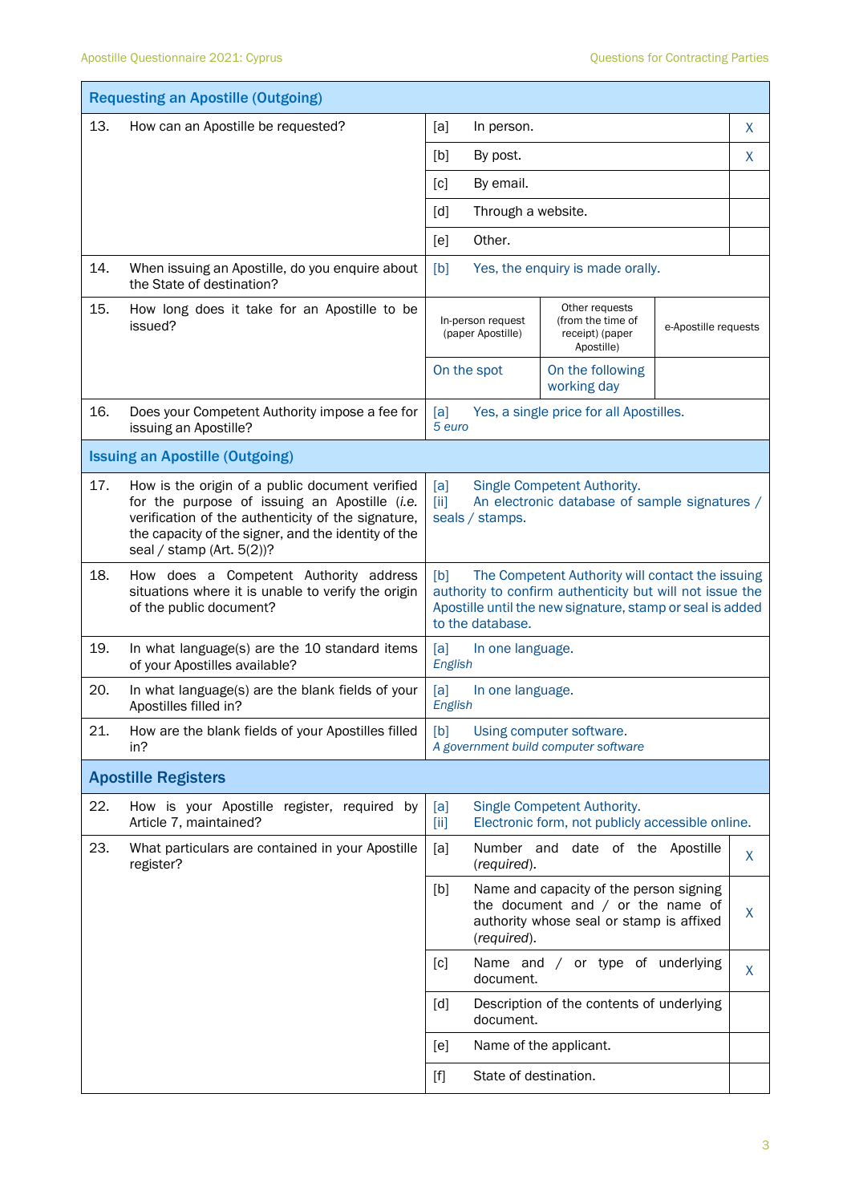| Requesting an Apostille (Outgoing) | | | |
|---|---|---|---|
| 13. How can an Apostille be requested? | [a] | In person. | X |
| | [b] | By post. | X |
| | [c] | By email. | |
| | [d] | Through a website. | |
| | [e] | Other. | |
| 14. When issuing an Apostille, do you enquire about the State of destination? | [b] Yes, the enquiry is made orally. | | |

| 15. How long does it take for an Apostille to be issued? | In-person request (paper Apostille) | Other requests (from the time of receipt) (paper Apostille) | e-Apostille requests |
|---|---|---|---|
| | On the spot | On the following working day | |

| | |
|---|---|
| 16. Does your Competent Authority impose a fee for issuing an Apostille? | [a] Yes, a single price for all Apostilles. *5 euro* |
| **Issuing an Apostille (Outgoing)** | |
| 17. How is the origin of a public document verified for the purpose of issuing an Apostille (*i.e.* verification of the authenticity of the signature, the capacity of the signer, and the identity of the seal / stamp (Art. 5(2))? | [a] Single Competent Authority. [ii] An electronic database of sample signatures / seals / stamps. |
| 18. How does a Competent Authority address situations where it is unable to verify the origin of the public document? | [b] The Competent Authority will contact the issuing authority to confirm authenticity but will not issue the Apostille until the new signature, stamp or seal is added to the database. |
| 19. In what language(s) are the 10 standard items of your Apostilles available? | [a] In one language. *English* |
| 20. In what language(s) are the blank fields of your Apostilles filled in? | [a] In one language. *English* |
| 21. How are the blank fields of your Apostilles filled in? | [b] Using computer software. *A government build computer software* |
| **Apostille Registers** | |
| 22. How is your Apostille register, required by Article 7, maintained? | [a] Single Competent Authority. [ii] Electronic form, not publicly accessible online. |

| 23. What particulars are contained in your Apostille register? | | | |
|---|---|---|---|
| | [a] | Number and date of the Apostille (*required*). | X |
| | [b] | Name and capacity of the person signing the document and / or the name of authority whose seal or stamp is affixed (*required*). | X |
| | [c] | Name and / or type of underlying document. | X |
| | [d] | Description of the contents of underlying document. | |
| | [e] | Name of the applicant. | |
| | [f] | State of destination. | |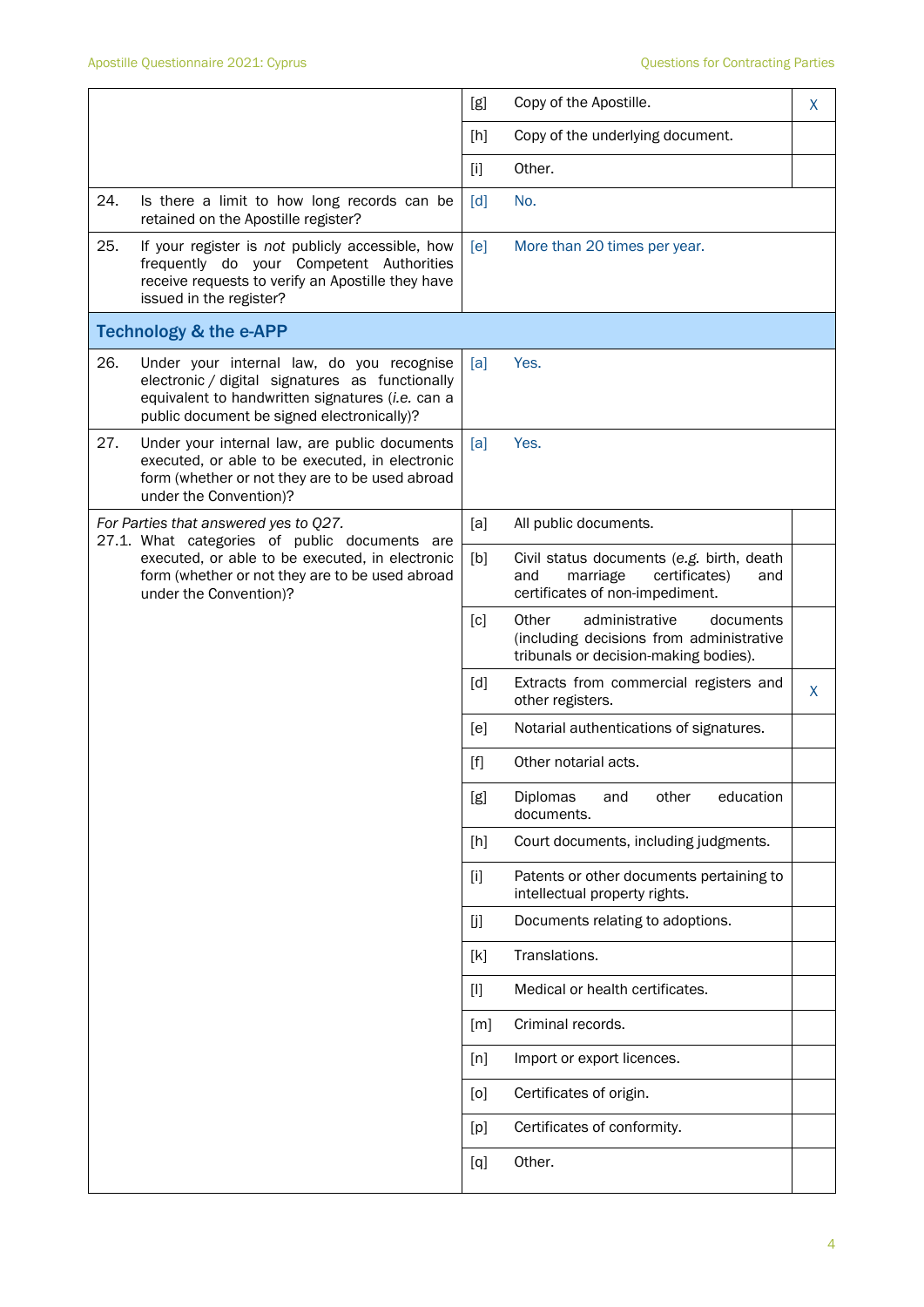| | | | |
|---|---|---|---|
| | [g] | Copy of the Apostille. | X |
| | [h] | Copy of the underlying document. | |
| | [i] | Other. | |
| 24. Is there a limit to how long records can be retained on the Apostille register? | [d] | No. | |
| 25. If your register is *not* publicly accessible, how frequently do your Competent Authorities receive requests to verify an Apostille they have issued in the register? | [e] | More than 20 times per year. | |
| **Technology & the e-APP** | | | |
| 26. Under your internal law, do you recognise electronic / digital signatures as functionally equivalent to handwritten signatures (*i.e.* can a public document be signed electronically)? | [a] | Yes. | |
| 27. Under your internal law, are public documents executed, or able to be executed, in electronic form (whether or not they are to be used abroad under the Convention)? | [a] | Yes. | |
| *For Parties that answered yes to Q27.* 27.1. What categories of public documents are executed, or able to be executed, in electronic form (whether or not they are to be used abroad under the Convention)? | [a] | All public documents. | |
| | [b] | Civil status documents (*e.g.* birth, death and marriage certificates) and certificates of non-impediment. | |
| | [c] | Other administrative documents (including decisions from administrative tribunals or decision-making bodies). | |
| | [d] | Extracts from commercial registers and other registers. | X |
| | [e] | Notarial authentications of signatures. | |
| | [f] | Other notarial acts. | |
| | [g] | Diplomas and other education documents. | |
| | [h] | Court documents, including judgments. | |
| | [i] | Patents or other documents pertaining to intellectual property rights. | |
| | [j] | Documents relating to adoptions. | |
| | [k] | Translations. | |
| | [l] | Medical or health certificates. | |
| | [m] | Criminal records. | |
| | [n] | Import or export licences. | |
| | [o] | Certificates of origin. | |
| | [p] | Certificates of conformity. | |
| | [q] | Other. | |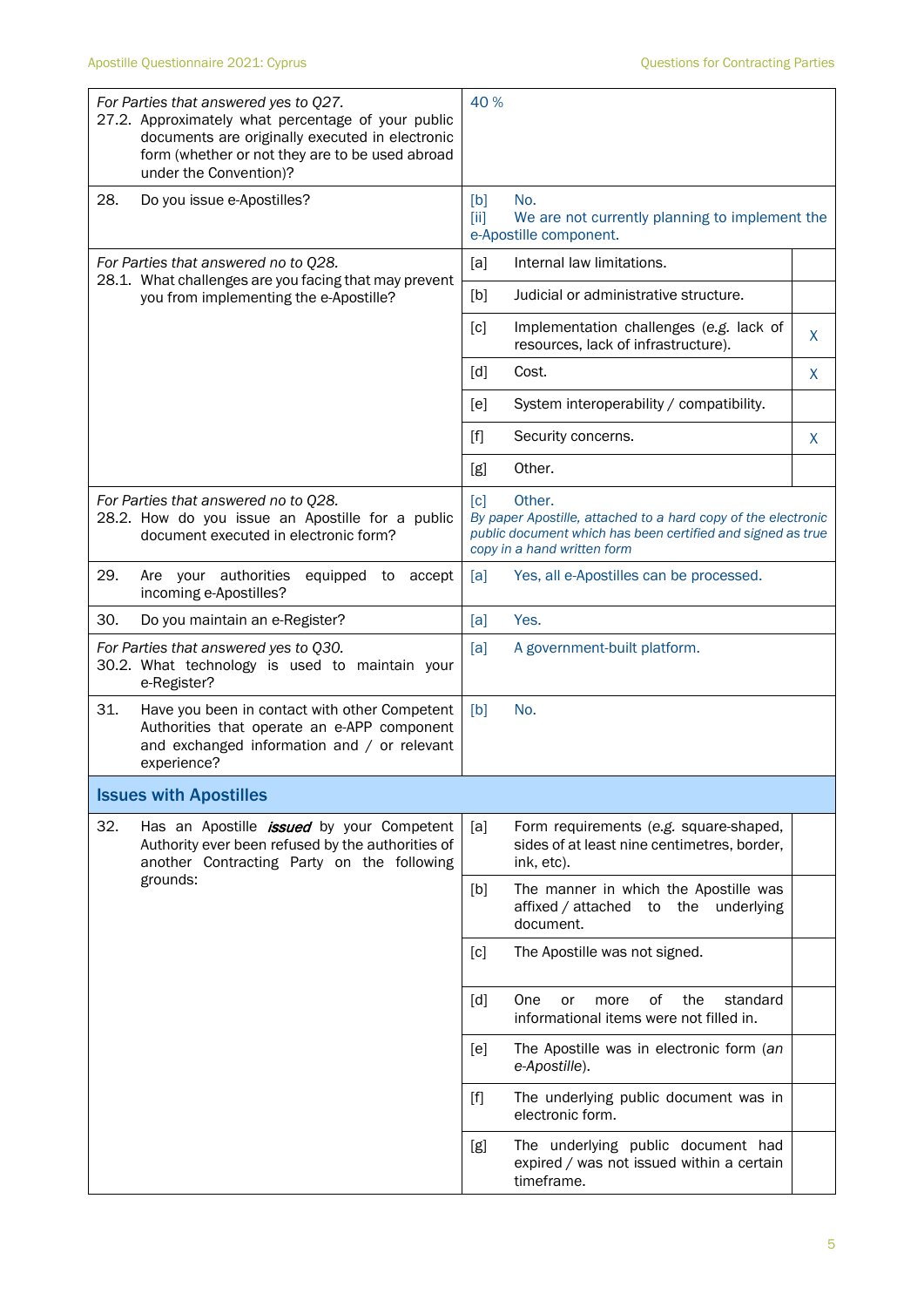| Question | Answer | |
|---|---|---|
| *For Parties that answered yes to Q27.*<br>27.2. Approximately what percentage of your public documents are originally executed in electronic form (whether or not they are to be used abroad under the Convention)? | 40 % | |
| 28. Do you issue e-Apostilles? | [b] No.<br>[ii] We are not currently planning to implement the e-Apostille component. | |
| *For Parties that answered no to Q28.*<br>28.1. What challenges are you facing that may prevent you from implementing the e-Apostille? | [a] Internal law limitations. | |
| | [b] Judicial or administrative structure. | |
| | [c] Implementation challenges (*e.g.* lack of resources, lack of infrastructure). | X |
| | [d] Cost. | X |
| | [e] System interoperability / compatibility. | |
| | [f] Security concerns. | X |
| | [g] Other. | |
| *For Parties that answered no to Q28.*<br>28.2. How do you issue an Apostille for a public document executed in electronic form? | [c] Other.<br>*By paper Apostille, attached to a hard copy of the electronic public document which has been certified and signed as true copy in a hand written form* | |
| 29. Are your authorities equipped to accept incoming e-Apostilles? | [a] Yes, all e-Apostilles can be processed. | |
| 30. Do you maintain an e-Register? | [a] Yes. | |
| *For Parties that answered yes to Q30.*<br>30.2. What technology is used to maintain your e-Register? | [a] A government-built platform. | |
| 31. Have you been in contact with other Competent Authorities that operate an e-APP component and exchanged information and / or relevant experience? | [b] No. | |

## Issues with Apostilles

| Question | Answer | |
|---|---|---|
| 32. Has an Apostille ***issued*** by your Competent Authority ever been refused by the authorities of another Contracting Party on the following grounds: | [a] Form requirements (*e.g.* square-shaped, sides of at least nine centimetres, border, ink, etc). | |
| | [b] The manner in which the Apostille was affixed / attached to the underlying document. | |
| | [c] The Apostille was not signed. | |
| | [d] One or more of the standard informational items were not filled in. | |
| | [e] The Apostille was in electronic form (*an e-Apostille*). | |
| | [f] The underlying public document was in electronic form. | |
| | [g] The underlying public document had expired / was not issued within a certain timeframe. | |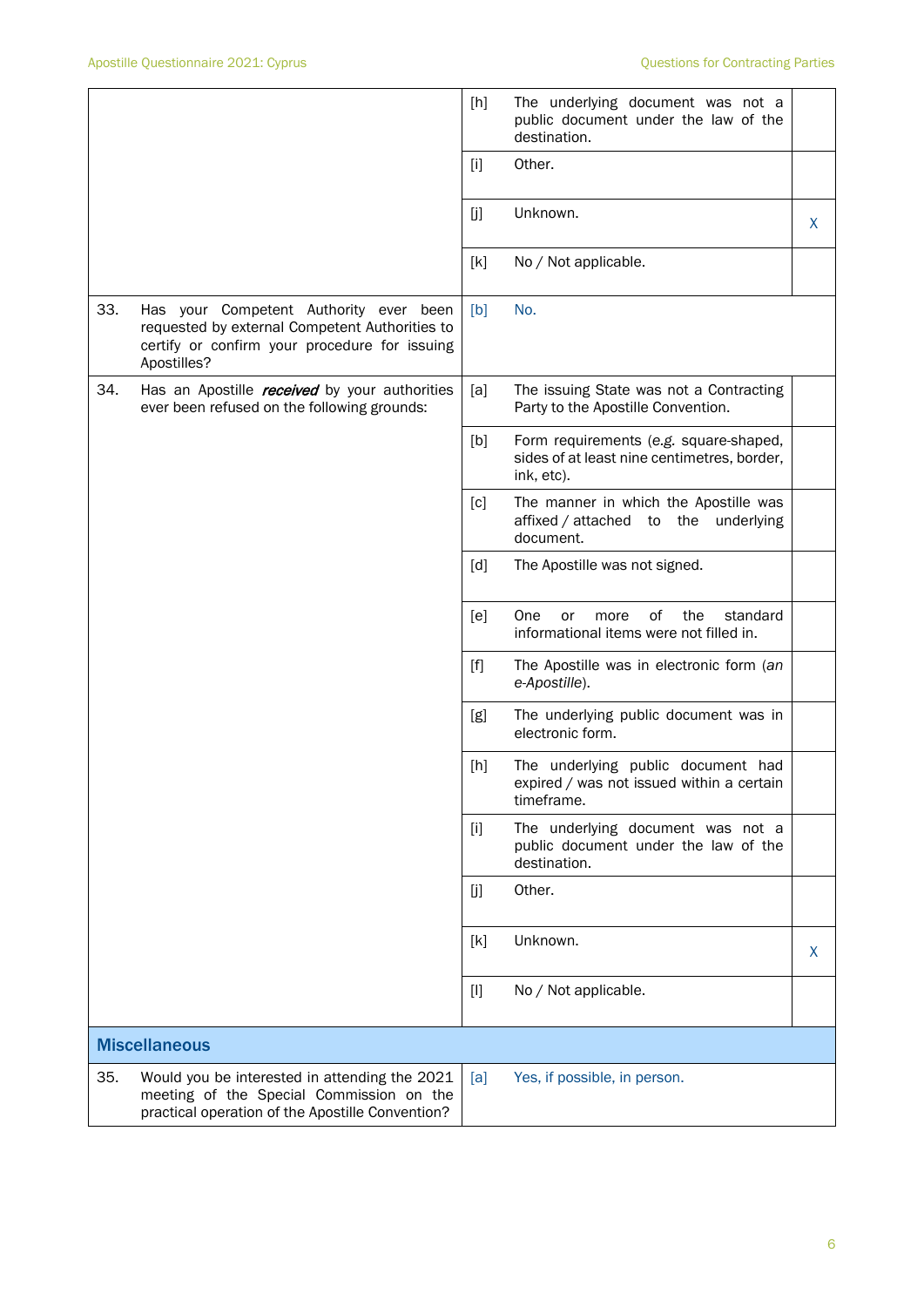| | | | |
|---|---|---|---|
| | [h] | The underlying document was not a public document under the law of the destination. | |
| | [i] | Other. | |
| | [j] | Unknown. | X |
| | [k] | No / Not applicable. | |
| 33. Has your Competent Authority ever been requested by external Competent Authorities to certify or confirm your procedure for issuing Apostilles? | [b] | No. | |
| 34. Has an Apostille ***received*** by your authorities ever been refused on the following grounds: | [a] | The issuing State was not a Contracting Party to the Apostille Convention. | |
| | [b] | Form requirements (*e.g.* square-shaped, sides of at least nine centimetres, border, ink, etc). | |
| | [c] | The manner in which the Apostille was affixed / attached to the underlying document. | |
| | [d] | The Apostille was not signed. | |
| | [e] | One or more of the standard informational items were not filled in. | |
| | [f] | The Apostille was in electronic form (*an e-Apostille*). | |
| | [g] | The underlying public document was in electronic form. | |
| | [h] | The underlying public document had expired / was not issued within a certain timeframe. | |
| | [i] | The underlying document was not a public document under the law of the destination. | |
| | [j] | Other. | |
| | [k] | Unknown. | X |
| | [l] | No / Not applicable. | |

## Miscellaneous

| | | | |
|---|---|---|---|
| 35. Would you be interested in attending the 2021 meeting of the Special Commission on the practical operation of the Apostille Convention? | [a] | Yes, if possible, in person. | |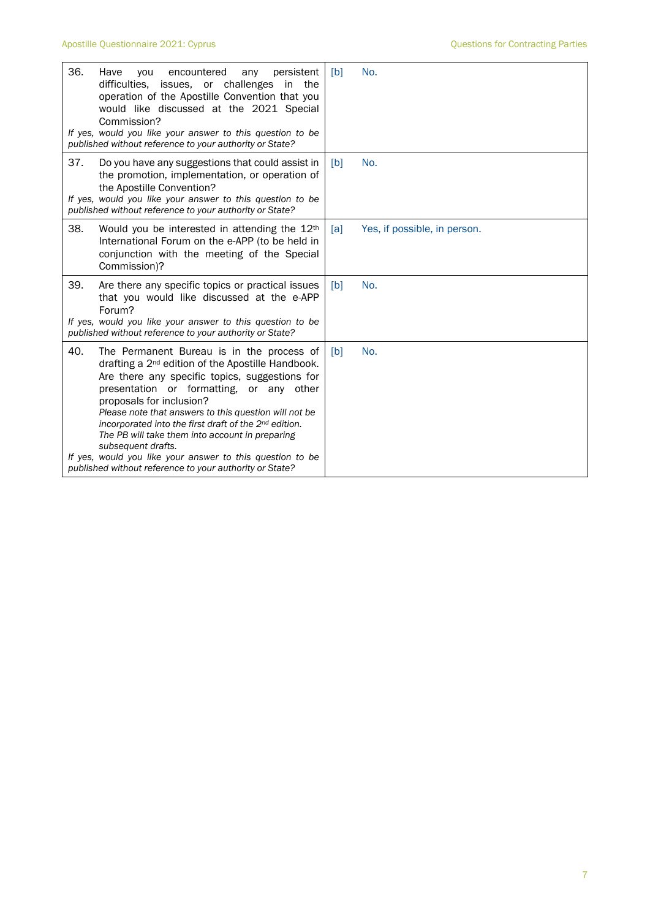| | |
|---|---|
| 36. Have you encountered any persistent difficulties, issues, or challenges in the operation of the Apostille Convention that you would like discussed at the 2021 Special Commission?<br>*If yes, would you like your answer to this question to be published without reference to your authority or State?* | [b] No. |
| 37. Do you have any suggestions that could assist in the promotion, implementation, or operation of the Apostille Convention?<br>*If yes, would you like your answer to this question to be published without reference to your authority or State?* | [b] No. |
| 38. Would you be interested in attending the 12th International Forum on the e-APP (to be held in conjunction with the meeting of the Special Commission)? | [a] Yes, if possible, in person. |
| 39. Are there any specific topics or practical issues that you would like discussed at the e-APP Forum?<br>*If yes, would you like your answer to this question to be published without reference to your authority or State?* | [b] No. |
| 40. The Permanent Bureau is in the process of drafting a 2nd edition of the Apostille Handbook. Are there any specific topics, suggestions for presentation or formatting, or any other proposals for inclusion?<br>*Please note that answers to this question will not be incorporated into the first draft of the 2nd edition. The PB will take them into account in preparing subsequent drafts.*<br>*If yes, would you like your answer to this question to be published without reference to your authority or State?* | [b] No. |